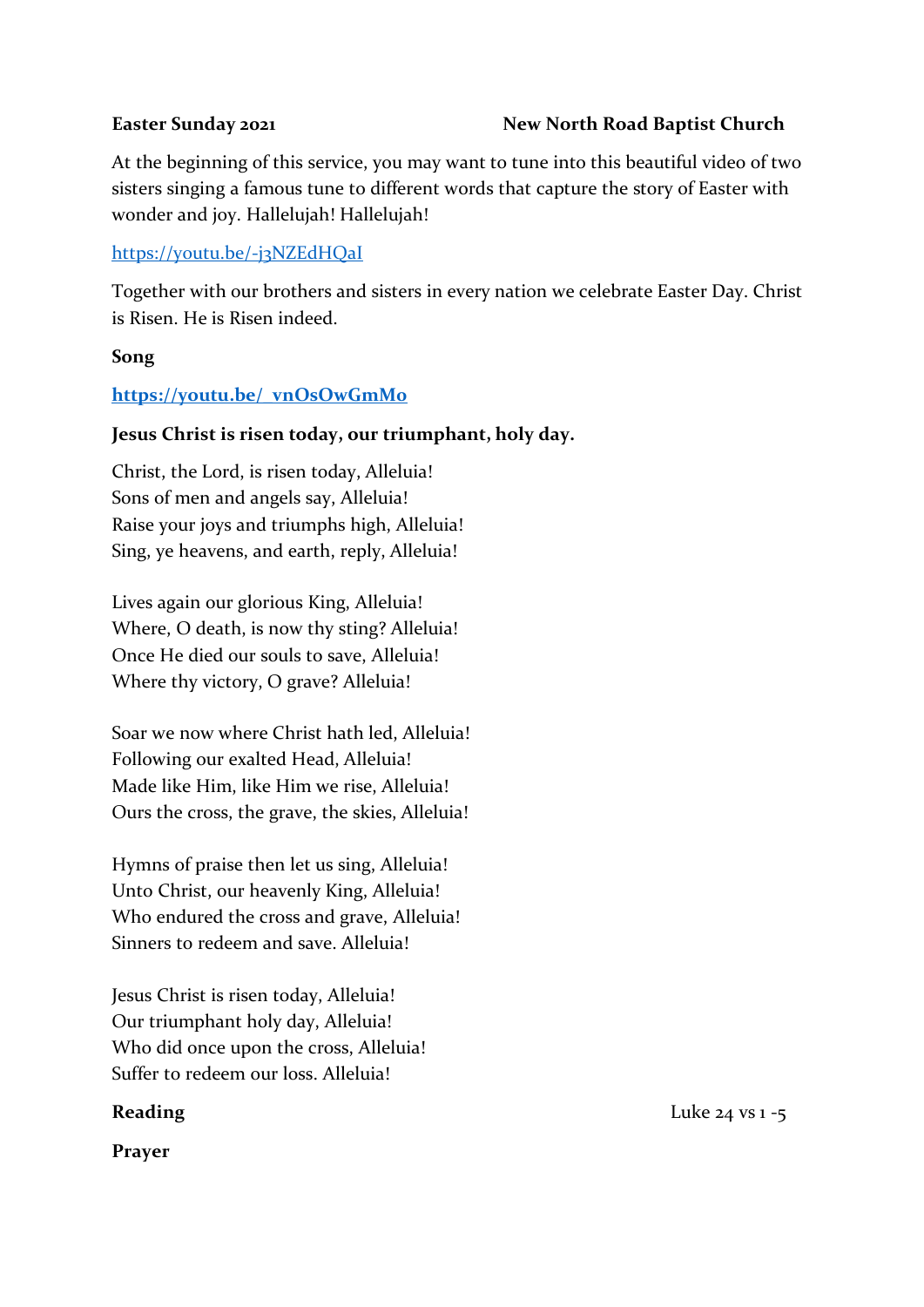**Easter Sunday 2021** **New North Road Baptist Church**

At the beginning of this service, you may want to tune into this beautiful video of two sisters singing a famous tune to different words that capture the story of Easter with wonder and joy. Hallelujah! Hallelujah!

https://youtu.be/-j3NZEdHQaI

Together with our brothers and sisters in every nation we celebrate Easter Day. Christ is Risen. He is Risen indeed.

**Song**

**https://youtu.be/_vnOsOwGmMo**

**Jesus Christ is risen today, our triumphant, holy day.**

Christ, the Lord, is risen today, Alleluia!
Sons of men and angels say, Alleluia!
Raise your joys and triumphs high, Alleluia!
Sing, ye heavens, and earth, reply, Alleluia!

Lives again our glorious King, Alleluia!
Where, O death, is now thy sting? Alleluia!
Once He died our souls to save, Alleluia!
Where thy victory, O grave? Alleluia!

Soar we now where Christ hath led, Alleluia!
Following our exalted Head, Alleluia!
Made like Him, like Him we rise, Alleluia!
Ours the cross, the grave, the skies, Alleluia!

Hymns of praise then let us sing, Alleluia!
Unto Christ, our heavenly King, Alleluia!
Who endured the cross and grave, Alleluia!
Sinners to redeem and save. Alleluia!

Jesus Christ is risen today, Alleluia!
Our triumphant holy day, Alleluia!
Who did once upon the cross, Alleluia!
Suffer to redeem our loss. Alleluia!

**Reading** Luke 24 vs 1 -5

**Prayer**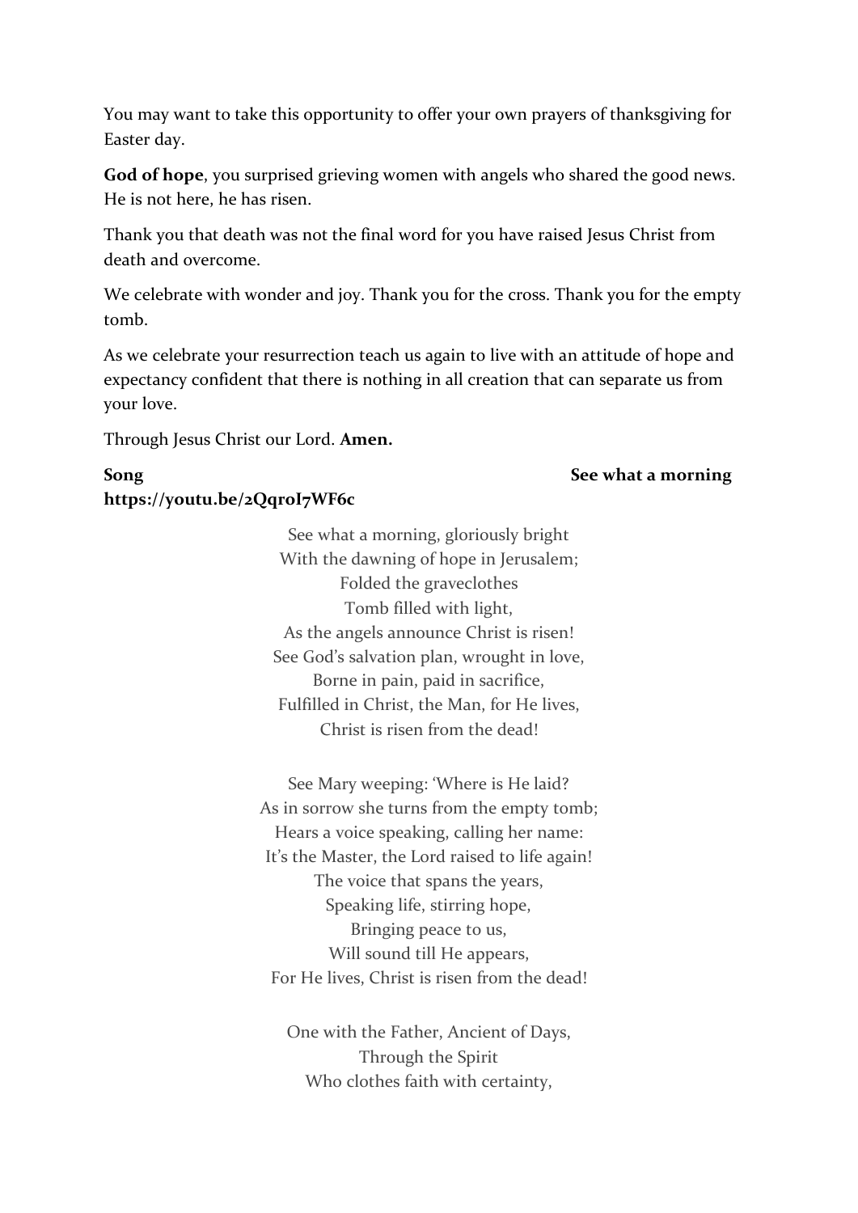You may want to take this opportunity to offer your own prayers of thanksgiving for Easter day.

**God of hope**, you surprised grieving women with angels who shared the good news. He is not here, he has risen.

Thank you that death was not the final word for you have raised Jesus Christ from death and overcome.

We celebrate with wonder and joy. Thank you for the cross. Thank you for the empty tomb.

As we celebrate your resurrection teach us again to live with an attitude of hope and expectancy confident that there is nothing in all creation that can separate us from your love.

Through Jesus Christ our Lord. **Amen.**

**Song** **See what a morning**
**https://youtu.be/2QqroI7WF6c**

See what a morning, gloriously bright
With the dawning of hope in Jerusalem;
Folded the graveclothes
Tomb filled with light,
As the angels announce Christ is risen!
See God's salvation plan, wrought in love,
Borne in pain, paid in sacrifice,
Fulfilled in Christ, the Man, for He lives,
Christ is risen from the dead!

See Mary weeping: 'Where is He laid?
As in sorrow she turns from the empty tomb;
Hears a voice speaking, calling her name:
It's the Master, the Lord raised to life again!
The voice that spans the years,
Speaking life, stirring hope,
Bringing peace to us,
Will sound till He appears,
For He lives, Christ is risen from the dead!

One with the Father, Ancient of Days,
Through the Spirit
Who clothes faith with certainty,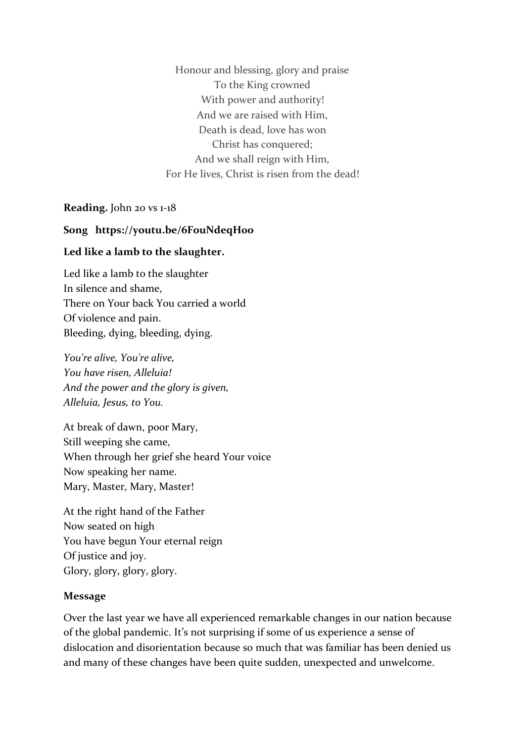Honour and blessing, glory and praise
To the King crowned
With power and authority!
And we are raised with Him,
Death is dead, love has won
Christ has conquered;
And we shall reign with Him,
For He lives, Christ is risen from the dead!

**Reading.** John 20 vs 1-18

**Song https://youtu.be/6FouNdeqHoo**

**Led like a lamb to the slaughter.**

Led like a lamb to the slaughter
In silence and shame,
There on Your back You carried a world
Of violence and pain.
Bleeding, dying, bleeding, dying.

*You're alive, You're alive,*
*You have risen, Alleluia!*
*And the power and the glory is given,*
*Alleluia, Jesus, to You.*

At break of dawn, poor Mary,
Still weeping she came,
When through her grief she heard Your voice
Now speaking her name.
Mary, Master, Mary, Master!

At the right hand of the Father
Now seated on high
You have begun Your eternal reign
Of justice and joy.
Glory, glory, glory, glory.

**Message**

Over the last year we have all experienced remarkable changes in our nation because of the global pandemic. It's not surprising if some of us experience a sense of dislocation and disorientation because so much that was familiar has been denied us and many of these changes have been quite sudden, unexpected and unwelcome.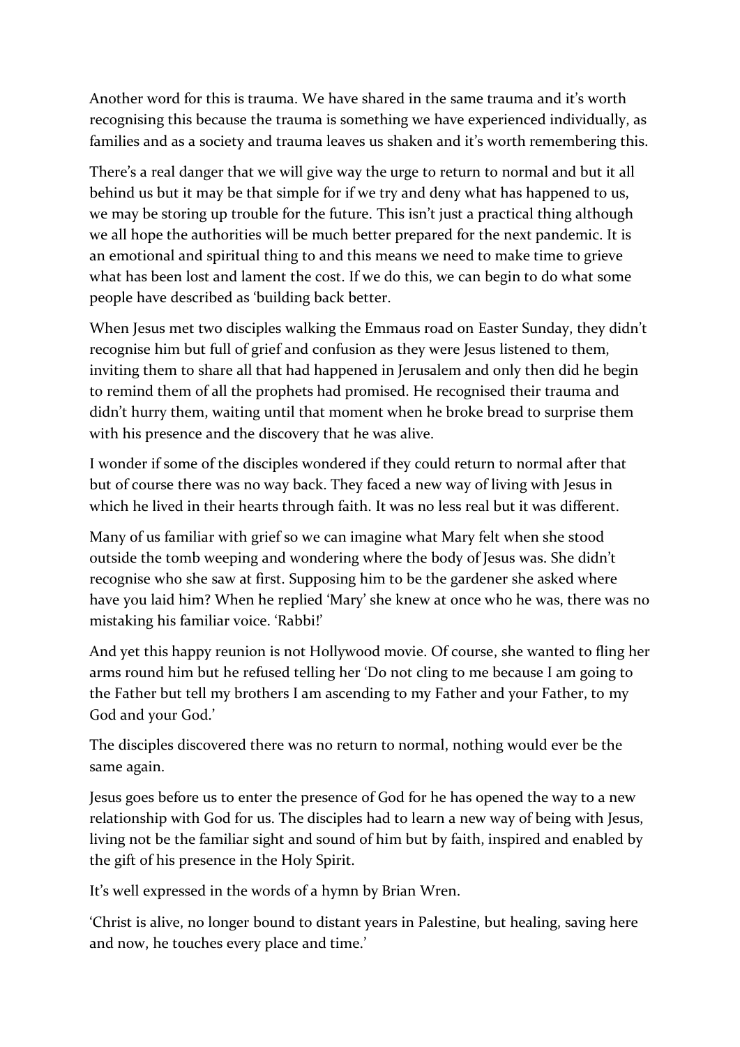Another word for this is trauma. We have shared in the same trauma and it's worth recognising this because the trauma is something we have experienced individually, as families and as a society and trauma leaves us shaken and it's worth remembering this.

There's a real danger that we will give way the urge to return to normal and but it all behind us but it may be that simple for if we try and deny what has happened to us, we may be storing up trouble for the future. This isn't just a practical thing although we all hope the authorities will be much better prepared for the next pandemic. It is an emotional and spiritual thing to and this means we need to make time to grieve what has been lost and lament the cost. If we do this, we can begin to do what some people have described as 'building back better.

When Jesus met two disciples walking the Emmaus road on Easter Sunday, they didn't recognise him but full of grief and confusion as they were Jesus listened to them, inviting them to share all that had happened in Jerusalem and only then did he begin to remind them of all the prophets had promised. He recognised their trauma and didn't hurry them, waiting until that moment when he broke bread to surprise them with his presence and the discovery that he was alive.

I wonder if some of the disciples wondered if they could return to normal after that but of course there was no way back. They faced a new way of living with Jesus in which he lived in their hearts through faith. It was no less real but it was different.

Many of us familiar with grief so we can imagine what Mary felt when she stood outside the tomb weeping and wondering where the body of Jesus was. She didn't recognise who she saw at first. Supposing him to be the gardener she asked where have you laid him? When he replied 'Mary' she knew at once who he was, there was no mistaking his familiar voice. 'Rabbi!'

And yet this happy reunion is not Hollywood movie. Of course, she wanted to fling her arms round him but he refused telling her 'Do not cling to me because I am going to the Father but tell my brothers I am ascending to my Father and your Father, to my God and your God.'

The disciples discovered there was no return to normal, nothing would ever be the same again.

Jesus goes before us to enter the presence of God for he has opened the way to a new relationship with God for us. The disciples had to learn a new way of being with Jesus, living not be the familiar sight and sound of him but by faith, inspired and enabled by the gift of his presence in the Holy Spirit.

It's well expressed in the words of a hymn by Brian Wren.

'Christ is alive, no longer bound to distant years in Palestine, but healing, saving here and now, he touches every place and time.'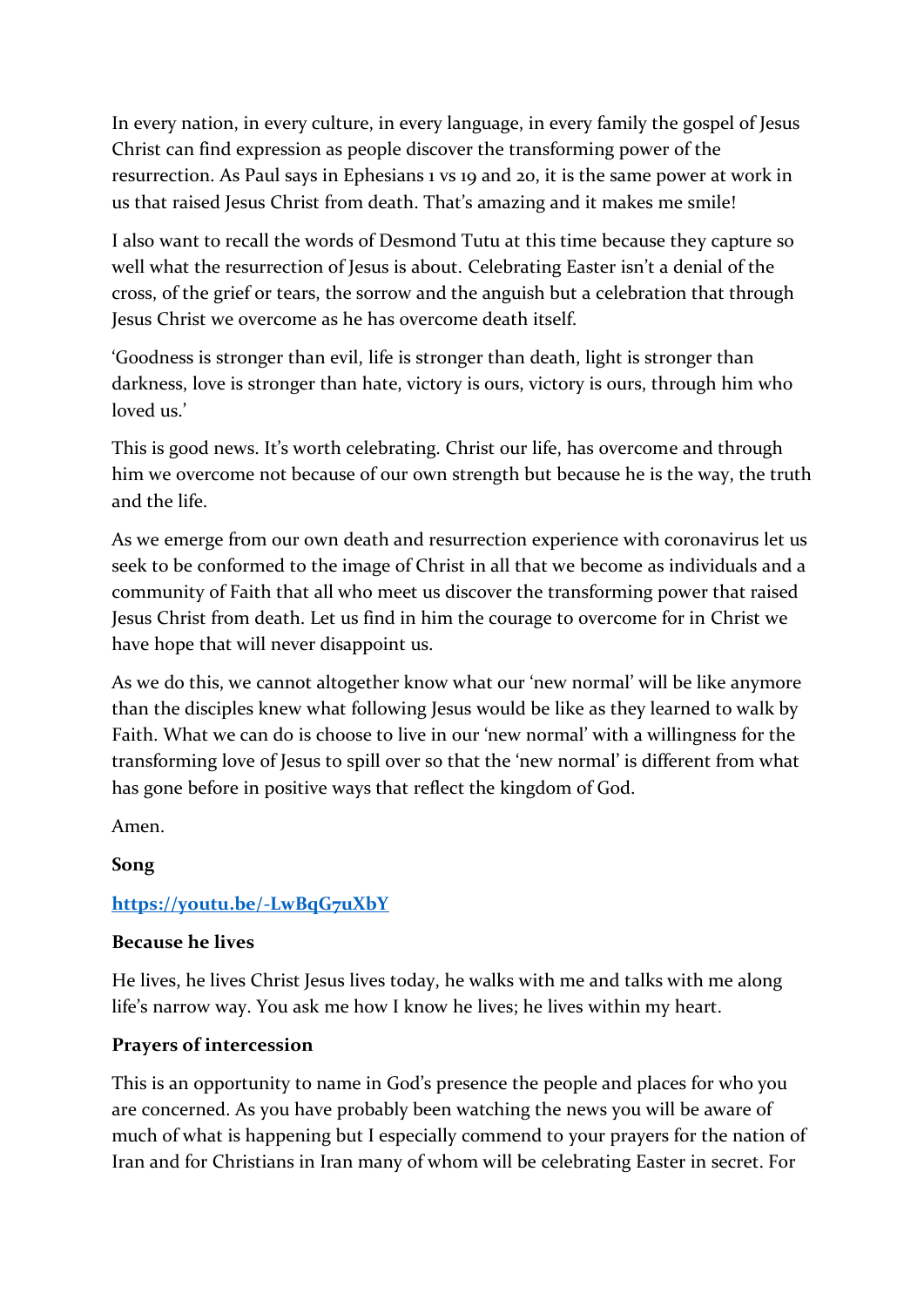In every nation, in every culture, in every language, in every family the gospel of Jesus Christ can find expression as people discover the transforming power of the resurrection. As Paul says in Ephesians 1 vs 19 and 20, it is the same power at work in us that raised Jesus Christ from death. That's amazing and it makes me smile!

I also want to recall the words of Desmond Tutu at this time because they capture so well what the resurrection of Jesus is about. Celebrating Easter isn't a denial of the cross, of the grief or tears, the sorrow and the anguish but a celebration that through Jesus Christ we overcome as he has overcome death itself.

'Goodness is stronger than evil, life is stronger than death, light is stronger than darkness, love is stronger than hate, victory is ours, victory is ours, through him who loved us.'

This is good news. It's worth celebrating. Christ our life, has overcome and through him we overcome not because of our own strength but because he is the way, the truth and the life.

As we emerge from our own death and resurrection experience with coronavirus let us seek to be conformed to the image of Christ in all that we become as individuals and a community of Faith that all who meet us discover the transforming power that raised Jesus Christ from death. Let us find in him the courage to overcome for in Christ we have hope that will never disappoint us.

As we do this, we cannot altogether know what our 'new normal' will be like anymore than the disciples knew what following Jesus would be like as they learned to walk by Faith. What we can do is choose to live in our 'new normal' with a willingness for the transforming love of Jesus to spill over so that the 'new normal' is different from what has gone before in positive ways that reflect the kingdom of God.

Amen.

**Song**

**https://youtu.be/-LwBqG7uXbY**

**Because he lives**

He lives, he lives Christ Jesus lives today, he walks with me and talks with me along life's narrow way. You ask me how I know he lives; he lives within my heart.

**Prayers of intercession**

This is an opportunity to name in God's presence the people and places for who you are concerned. As you have probably been watching the news you will be aware of much of what is happening but I especially commend to your prayers for the nation of Iran and for Christians in Iran many of whom will be celebrating Easter in secret. For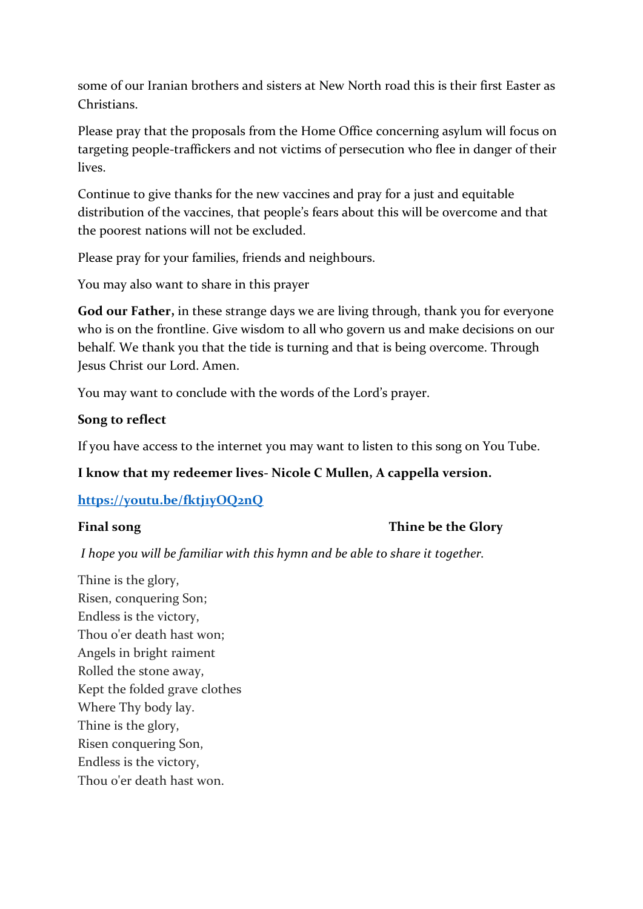some of our Iranian brothers and sisters at New North road this is their first Easter as Christians.

Please pray that the proposals from the Home Office concerning asylum will focus on targeting people-traffickers and not victims of persecution who flee in danger of their lives.

Continue to give thanks for the new vaccines and pray for a just and equitable distribution of the vaccines, that people's fears about this will be overcome and that the poorest nations will not be excluded.

Please pray for your families, friends and neighbours.

You may also want to share in this prayer

**God our Father,** in these strange days we are living through, thank you for everyone who is on the frontline. Give wisdom to all who govern us and make decisions on our behalf. We thank you that the tide is turning and that is being overcome. Through Jesus Christ our Lord. Amen.

You may want to conclude with the words of the Lord's prayer.

**Song to reflect**

If you have access to the internet you may want to listen to this song on You Tube.

**I know that my redeemer lives- Nicole C Mullen, A cappella version.**

**[https://youtu.be/fktj1yOQ2nQ](https://youtu.be/fktj1yOQ2nQ)**

**Final song** **Thine be the Glory**

*I hope you will be familiar with this hymn and be able to share it together.*

Thine is the glory,
Risen, conquering Son;
Endless is the victory,
Thou o'er death hast won;
Angels in bright raiment
Rolled the stone away,
Kept the folded grave clothes
Where Thy body lay.
Thine is the glory,
Risen conquering Son,
Endless is the victory,
Thou o'er death hast won.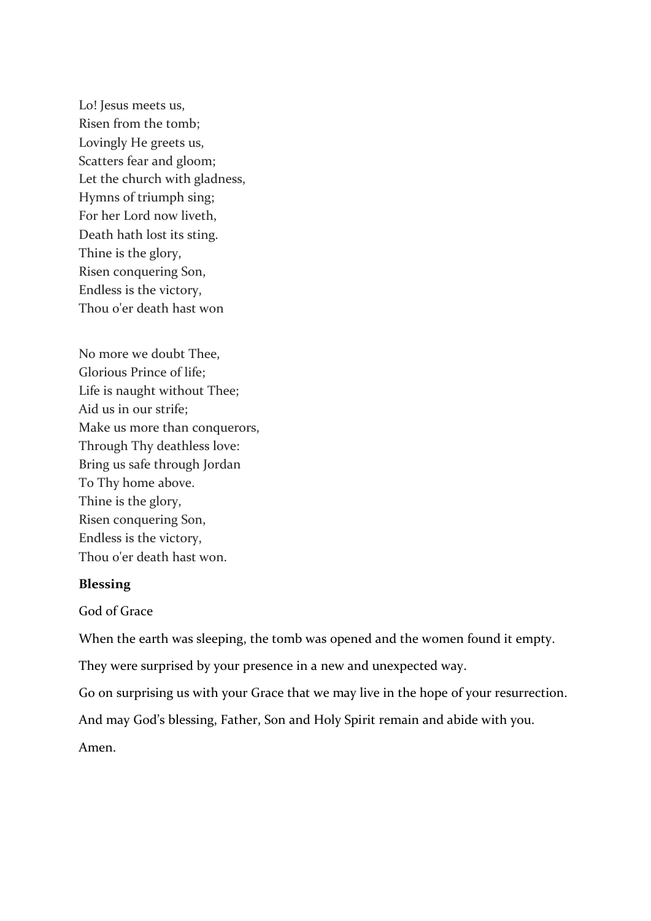Lo! Jesus meets us,  
Risen from the tomb;  
Lovingly He greets us,  
Scatters fear and gloom;  
Let the church with gladness,  
Hymns of triumph sing;  
For her Lord now liveth,  
Death hath lost its sting.  
Thine is the glory,  
Risen conquering Son,  
Endless is the victory,  
Thou o'er death hast won

No more we doubt Thee,  
Glorious Prince of life;  
Life is naught without Thee;  
Aid us in our strife;  
Make us more than conquerors,  
Through Thy deathless love:  
Bring us safe through Jordan  
To Thy home above.  
Thine is the glory,  
Risen conquering Son,  
Endless is the victory,  
Thou o'er death hast won.

**Blessing**

God of Grace

When the earth was sleeping, the tomb was opened and the women found it empty.

They were surprised by your presence in a new and unexpected way.

Go on surprising us with your Grace that we may live in the hope of your resurrection.

And may God's blessing, Father, Son and Holy Spirit remain and abide with you.

Amen.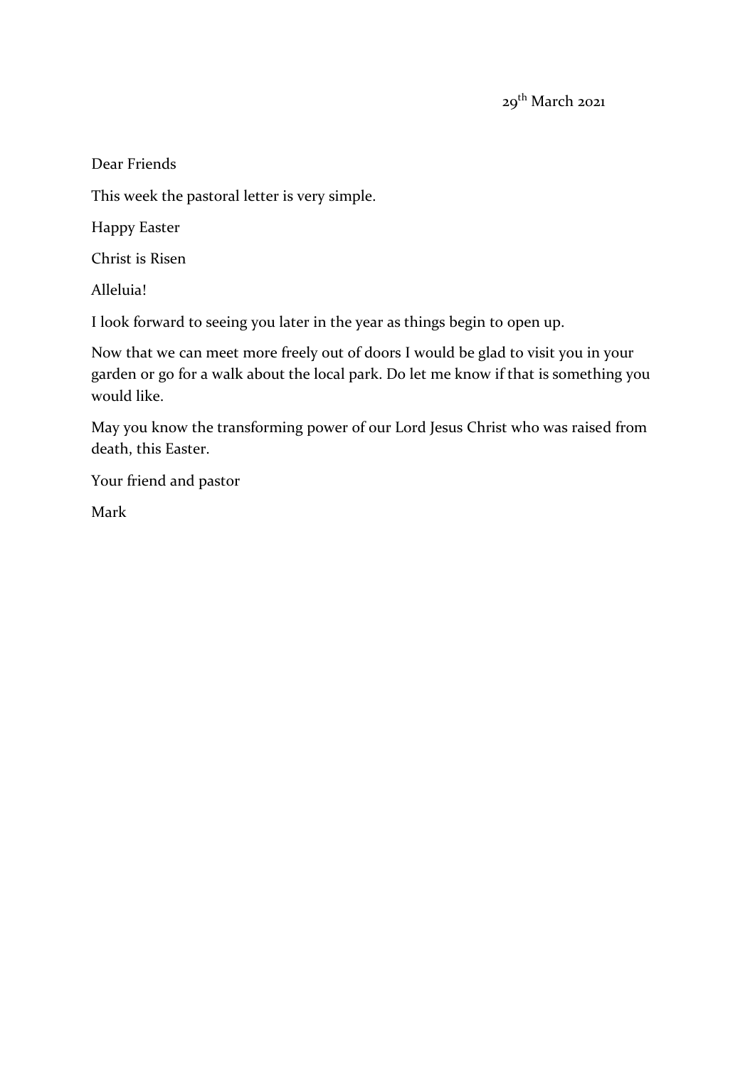29th March 2021

Dear Friends

This week the pastoral letter is very simple.

Happy Easter

Christ is Risen

Alleluia!

I look forward to seeing you later in the year as things begin to open up.

Now that we can meet more freely out of doors I would be glad to visit you in your garden or go for a walk about the local park. Do let me know if that is something you would like.

May you know the transforming power of our Lord Jesus Christ who was raised from death, this Easter.

Your friend and pastor

Mark